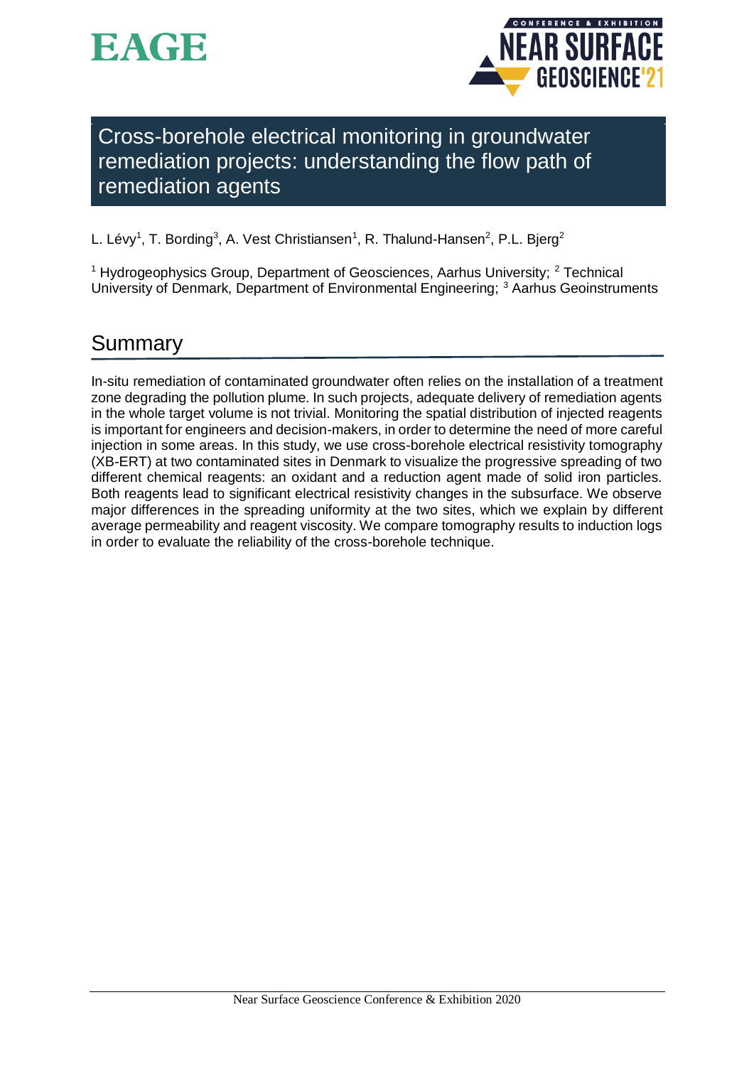# Cross-borehole electrical monitoring in groundwater remediation projects: understanding the flow path of remediation agents

L. Lévy[1], T. Bording[3], A. Vest Christiansen[1], R. Thalund-Hansen[2], P.L. Bjerg[2]

[1] Hydrogeophysics Group, Department of Geosciences, Aarhus University; [2] Technical University of Denmark, Department of Environmental Engineering; [3] Aarhus Geoinstruments

## Summary

In-situ remediation of contaminated groundwater often relies on the installation of a treatment zone degrading the pollution plume. In such projects, adequate delivery of remediation agents in the whole target volume is not trivial. Monitoring the spatial distribution of injected reagents is important for engineers and decision-makers, in order to determine the need of more careful injection in some areas. In this study, we use cross-borehole electrical resistivity tomography (XB-ERT) at two contaminated sites in Denmark to visualize the progressive spreading of two different chemical reagents: an oxidant and a reduction agent made of solid iron particles. Both reagents lead to significant electrical resistivity changes in the subsurface. We observe major differences in the spreading uniformity at the two sites, which we explain by different average permeability and reagent viscosity. We compare tomography results to induction logs in order to evaluate the reliability of the cross-borehole technique.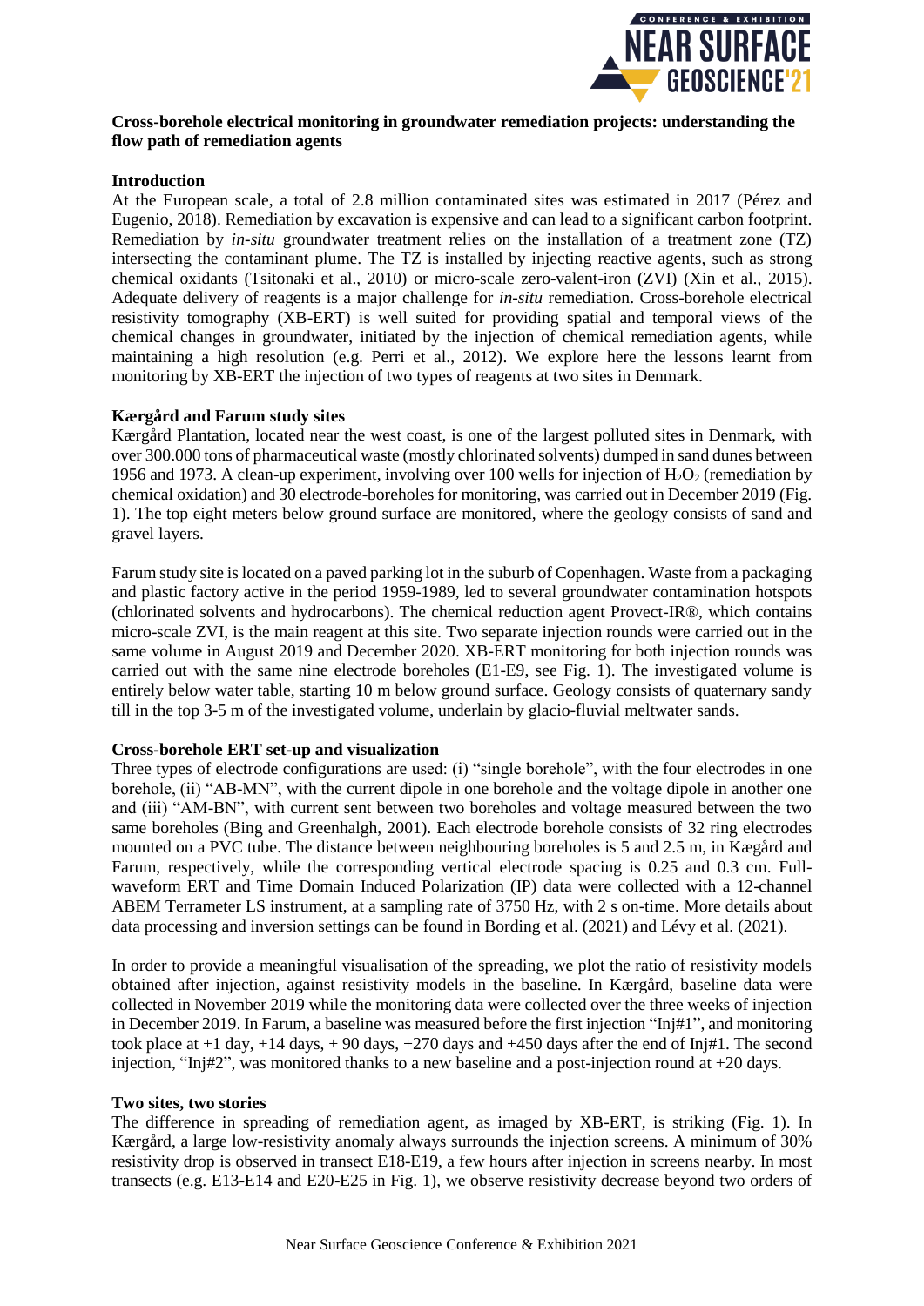**Cross-borehole electrical monitoring in groundwater remediation projects: understanding the flow path of remediation agents**

**Introduction**

At the European scale, a total of 2.8 million contaminated sites was estimated in 2017 (Pérez and Eugenio, 2018). Remediation by excavation is expensive and can lead to a significant carbon footprint. Remediation by *in-situ* groundwater treatment relies on the installation of a treatment zone (TZ) intersecting the contaminant plume. The TZ is installed by injecting reactive agents, such as strong chemical oxidants (Tsitonaki et al., 2010) or micro-scale zero-valent-iron (ZVI) (Xin et al., 2015). Adequate delivery of reagents is a major challenge for *in-situ* remediation. Cross-borehole electrical resistivity tomography (XB-ERT) is well suited for providing spatial and temporal views of the chemical changes in groundwater, initiated by the injection of chemical remediation agents, while maintaining a high resolution (e.g. Perri et al., 2012). We explore here the lessons learnt from monitoring by XB-ERT the injection of two types of reagents at two sites in Denmark.

**Kærgård and Farum study sites**

Kærgård Plantation, located near the west coast, is one of the largest polluted sites in Denmark, with over 300.000 tons of pharmaceutical waste (mostly chlorinated solvents) dumped in sand dunes between 1956 and 1973. A clean-up experiment, involving over 100 wells for injection of $H_2O_2$ (remediation by chemical oxidation) and 30 electrode-boreholes for monitoring, was carried out in December 2019 (Fig. 1). The top eight meters below ground surface are monitored, where the geology consists of sand and gravel layers.

Farum study site is located on a paved parking lot in the suburb of Copenhagen. Waste from a packaging and plastic factory active in the period 1959-1989, led to several groundwater contamination hotspots (chlorinated solvents and hydrocarbons). The chemical reduction agent Provect-IR®, which contains micro-scale ZVI, is the main reagent at this site. Two separate injection rounds were carried out in the same volume in August 2019 and December 2020. XB-ERT monitoring for both injection rounds was carried out with the same nine electrode boreholes (E1-E9, see Fig. 1). The investigated volume is entirely below water table, starting 10 m below ground surface. Geology consists of quaternary sandy till in the top 3-5 m of the investigated volume, underlain by glacio-fluvial meltwater sands.

**Cross-borehole ERT set-up and visualization**

Three types of electrode configurations are used: (i) "single borehole", with the four electrodes in one borehole, (ii) "AB-MN", with the current dipole in one borehole and the voltage dipole in another one and (iii) "AM-BN", with current sent between two boreholes and voltage measured between the two same boreholes (Bing and Greenhalgh, 2001). Each electrode borehole consists of 32 ring electrodes mounted on a PVC tube. The distance between neighbouring boreholes is 5 and 2.5 m, in Kægård and Farum, respectively, while the corresponding vertical electrode spacing is 0.25 and 0.3 cm. Full-waveform ERT and Time Domain Induced Polarization (IP) data were collected with a 12-channel ABEM Terrameter LS instrument, at a sampling rate of 3750 Hz, with 2 s on-time. More details about data processing and inversion settings can be found in Bording et al. (2021) and Lévy et al. (2021).

In order to provide a meaningful visualisation of the spreading, we plot the ratio of resistivity models obtained after injection, against resistivity models in the baseline. In Kærgård, baseline data were collected in November 2019 while the monitoring data were collected over the three weeks of injection in December 2019. In Farum, a baseline was measured before the first injection "Inj#1", and monitoring took place at +1 day, +14 days, + 90 days, +270 days and +450 days after the end of Inj#1. The second injection, "Inj#2", was monitored thanks to a new baseline and a post-injection round at +20 days.

**Two sites, two stories**

The difference in spreading of remediation agent, as imaged by XB-ERT, is striking (Fig. 1). In Kærgård, a large low-resistivity anomaly always surrounds the injection screens. A minimum of 30% resistivity drop is observed in transect E18-E19, a few hours after injection in screens nearby. In most transects (e.g. E13-E14 and E20-E25 in Fig. 1), we observe resistivity decrease beyond two orders of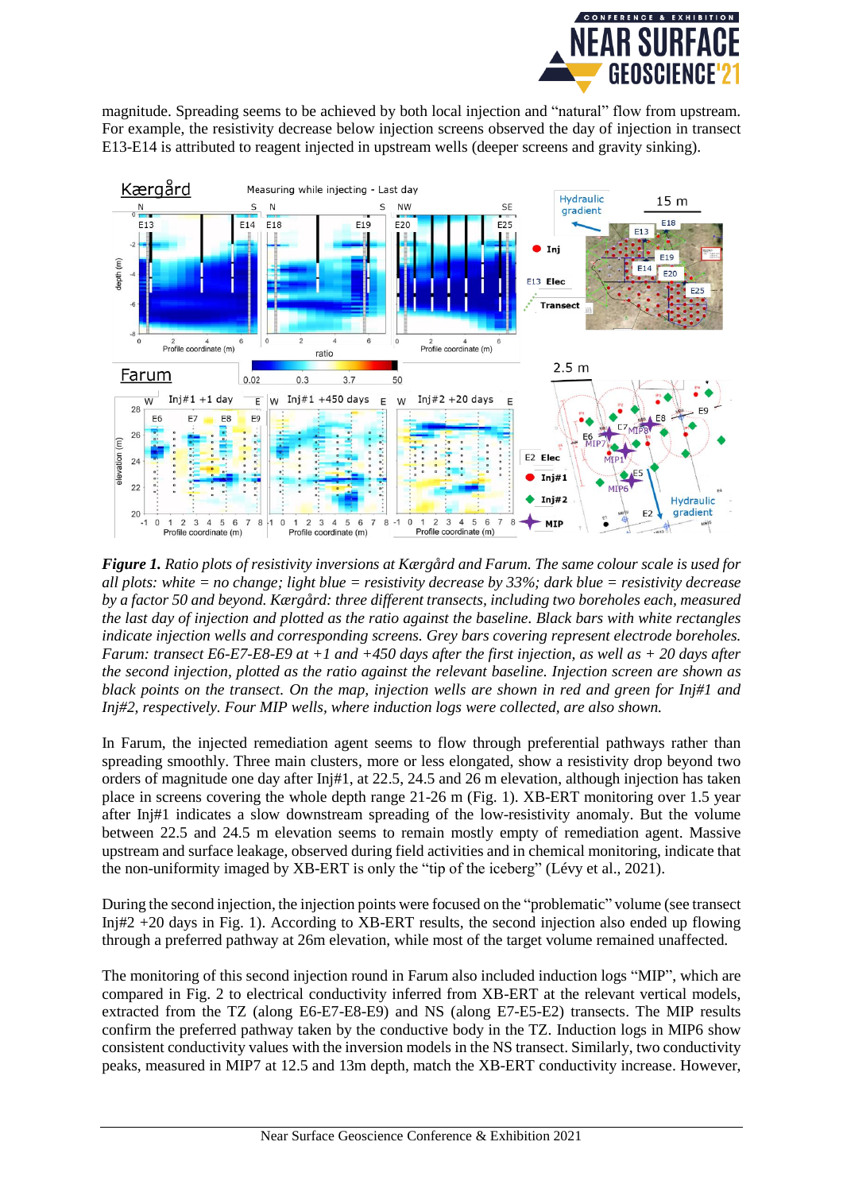magnitude. Spreading seems to be achieved by both local injection and "natural" flow from upstream. For example, the resistivity decrease below injection screens observed the day of injection in transect E13-E14 is attributed to reagent injected in upstream wells (deeper screens and gravity sinking).

***Figure 1.*** *Ratio plots of resistivity inversions at Kærgård and Farum. The same colour scale is used for all plots: white = no change; light blue = resistivity decrease by 33%; dark blue = resistivity decrease by a factor 50 and beyond. Kærgård: three different transects, including two boreholes each, measured the last day of injection and plotted as the ratio against the baseline. Black bars with white rectangles indicate injection wells and corresponding screens. Grey bars covering represent electrode boreholes. Farum: transect E6-E7-E8-E9 at +1 and +450 days after the first injection, as well as + 20 days after the second injection, plotted as the ratio against the relevant baseline. Injection screen are shown as black points on the transect. On the map, injection wells are shown in red and green for Inj#1 and Inj#2, respectively. Four MIP wells, where induction logs were collected, are also shown.*

In Farum, the injected remediation agent seems to flow through preferential pathways rather than spreading smoothly. Three main clusters, more or less elongated, show a resistivity drop beyond two orders of magnitude one day after Inj#1, at 22.5, 24.5 and 26 m elevation, although injection has taken place in screens covering the whole depth range 21-26 m (Fig. 1). XB-ERT monitoring over 1.5 year after Inj#1 indicates a slow downstream spreading of the low-resistivity anomaly. But the volume between 22.5 and 24.5 m elevation seems to remain mostly empty of remediation agent. Massive upstream and surface leakage, observed during field activities and in chemical monitoring, indicate that the non-uniformity imaged by XB-ERT is only the "tip of the iceberg" (Lévy et al., 2021).

During the second injection, the injection points were focused on the "problematic" volume (see transect Inj#2 +20 days in Fig. 1). According to XB-ERT results, the second injection also ended up flowing through a preferred pathway at 26m elevation, while most of the target volume remained unaffected.

The monitoring of this second injection round in Farum also included induction logs "MIP", which are compared in Fig. 2 to electrical conductivity inferred from XB-ERT at the relevant vertical models, extracted from the TZ (along E6-E7-E8-E9) and NS (along E7-E5-E2) transects. The MIP results confirm the preferred pathway taken by the conductive body in the TZ. Induction logs in MIP6 show consistent conductivity values with the inversion models in the NS transect. Similarly, two conductivity peaks, measured in MIP7 at 12.5 and 13m depth, match the XB-ERT conductivity increase. However,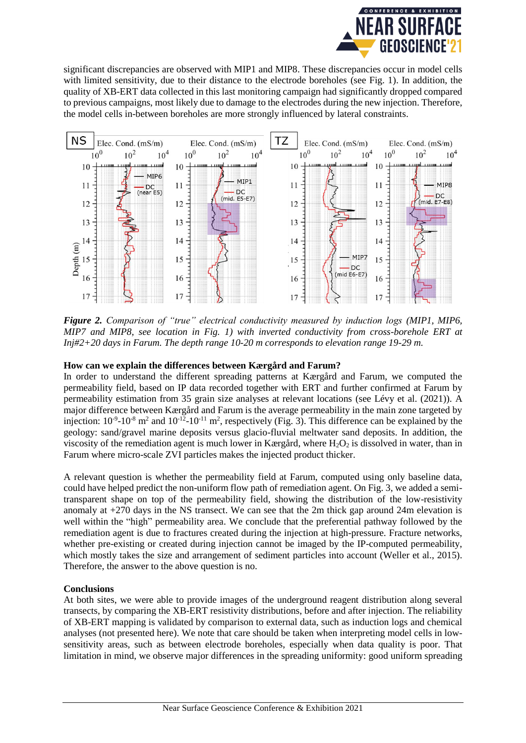significant discrepancies are observed with MIP1 and MIP8. These discrepancies occur in model cells with limited sensitivity, due to their distance to the electrode boreholes (see Fig. 1). In addition, the quality of XB-ERT data collected in this last monitoring campaign had significantly dropped compared to previous campaigns, most likely due to damage to the electrodes during the new injection. Therefore, the model cells in-between boreholes are more strongly influenced by lateral constraints.

***Figure 2.*** *Comparison of "true" electrical conductivity measured by induction logs (MIP1, MIP6, MIP7 and MIP8, see location in Fig. 1) with inverted conductivity from cross-borehole ERT at Inj#2+20 days in Farum. The depth range 10-20 m corresponds to elevation range 19-29 m.*

**How can we explain the differences between Kærgård and Farum?**

In order to understand the different spreading patterns at Kærgård and Farum, we computed the permeability field, based on IP data recorded together with ERT and further confirmed at Farum by permeability estimation from 35 grain size analyses at relevant locations (see Lévy et al. (2021)). A major difference between Kærgård and Farum is the average permeability in the main zone targeted by injection: $10^{-9}$-$10^{-8}$ $m^2$ and $10^{-12}$-$10^{-11}$ $m^2$, respectively (Fig. 3). This difference can be explained by the geology: sand/gravel marine deposits versus glacio-fluvial meltwater sand deposits. In addition, the viscosity of the remediation agent is much lower in Kærgård, where $H_2O_2$ is dissolved in water, than in Farum where micro-scale ZVI particles makes the injected product thicker.

A relevant question is whether the permeability field at Farum, computed using only baseline data, could have helped predict the non-uniform flow path of remediation agent. On Fig. 3, we added a semi-transparent shape on top of the permeability field, showing the distribution of the low-resistivity anomaly at +270 days in the NS transect. We can see that the 2m thick gap around 24m elevation is well within the "high" permeability area. We conclude that the preferential pathway followed by the remediation agent is due to fractures created during the injection at high-pressure. Fracture networks, whether pre-existing or created during injection cannot be imaged by the IP-computed permeability, which mostly takes the size and arrangement of sediment particles into account (Weller et al., 2015). Therefore, the answer to the above question is no.

**Conclusions**

At both sites, we were able to provide images of the underground reagent distribution along several transects, by comparing the XB-ERT resistivity distributions, before and after injection. The reliability of XB-ERT mapping is validated by comparison to external data, such as induction logs and chemical analyses (not presented here). We note that care should be taken when interpreting model cells in low-sensitivity areas, such as between electrode boreholes, especially when data quality is poor. That limitation in mind, we observe major differences in the spreading uniformity: good uniform spreading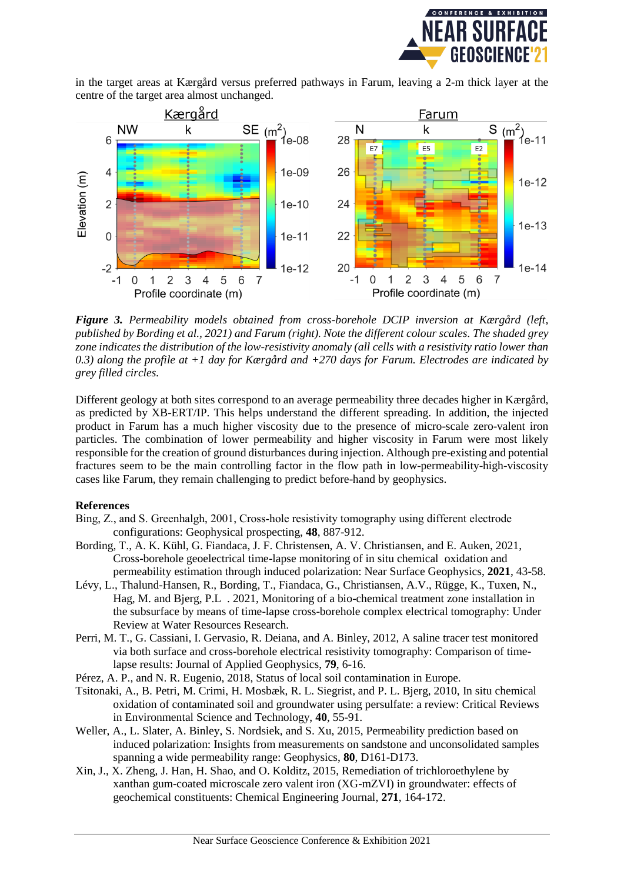in the target areas at Kærgård versus preferred pathways in Farum, leaving a 2-m thick layer at the centre of the target area almost unchanged.

Kærgård

NW k SE (m$^2$)

1e-08
1e-09
1e-10
1e-11
1e-12

Elevation (m)

6
4
2
0
-2

-1 0 1 2 3 4 5 6 7

Profile coordinate (m)

Farum

N k S (m$^2$)

E7 E5 E2

1e-11
1e-12
1e-13
1e-14

28
26
24
22
20

-1 0 1 2 3 4 5 6 7

Profile coordinate (m)

***Figure 3.*** *Permeability models obtained from cross-borehole DCIP inversion at Kærgård (left, published by Bording et al., 2021) and Farum (right). Note the different colour scales. The shaded grey zone indicates the distribution of the low-resistivity anomaly (all cells with a resistivity ratio lower than 0.3) along the profile at +1 day for Kærgård and +270 days for Farum. Electrodes are indicated by grey filled circles.*

Different geology at both sites correspond to an average permeability three decades higher in Kærgård, as predicted by XB-ERT/IP. This helps understand the different spreading. In addition, the injected product in Farum has a much higher viscosity due to the presence of micro-scale zero-valent iron particles. The combination of lower permeability and higher viscosity in Farum were most likely responsible for the creation of ground disturbances during injection. Although pre-existing and potential fractures seem to be the main controlling factor in the flow path in low-permeability-high-viscosity cases like Farum, they remain challenging to predict before-hand by geophysics.

## References

Bing, Z., and S. Greenhalgh, 2001, Cross-hole resistivity tomography using different electrode configurations: Geophysical prospecting, **48**, 887-912.

Bording, T., A. K. Kühl, G. Fiandaca, J. F. Christensen, A. V. Christiansen, and E. Auken, 2021, Cross-borehole geoelectrical time-lapse monitoring of in situ chemical oxidation and permeability estimation through induced polarization: Near Surface Geophysics, **2021**, 43-58.

Lévy, L., Thalund-Hansen, R., Bording, T., Fiandaca, G., Christiansen, A.V., Rügge, K., Tuxen, N., Hag, M. and Bjerg, P.L . 2021, Monitoring of a bio-chemical treatment zone installation in the subsurface by means of time-lapse cross-borehole complex electrical tomography: Under Review at Water Resources Research.

Perri, M. T., G. Cassiani, I. Gervasio, R. Deiana, and A. Binley, 2012, A saline tracer test monitored via both surface and cross-borehole electrical resistivity tomography: Comparison of time-lapse results: Journal of Applied Geophysics, **79**, 6-16.

Pérez, A. P., and N. R. Eugenio, 2018, Status of local soil contamination in Europe.

Tsitonaki, A., B. Petri, M. Crimi, H. Mosbæk, R. L. Siegrist, and P. L. Bjerg, 2010, In situ chemical oxidation of contaminated soil and groundwater using persulfate: a review: Critical Reviews in Environmental Science and Technology, **40**, 55-91.

Weller, A., L. Slater, A. Binley, S. Nordsiek, and S. Xu, 2015, Permeability prediction based on induced polarization: Insights from measurements on sandstone and unconsolidated samples spanning a wide permeability range: Geophysics, **80**, D161-D173.

Xin, J., X. Zheng, J. Han, H. Shao, and O. Kolditz, 2015, Remediation of trichloroethylene by xanthan gum-coated microscale zero valent iron (XG-mZVI) in groundwater: effects of geochemical constituents: Chemical Engineering Journal, **271**, 164-172.